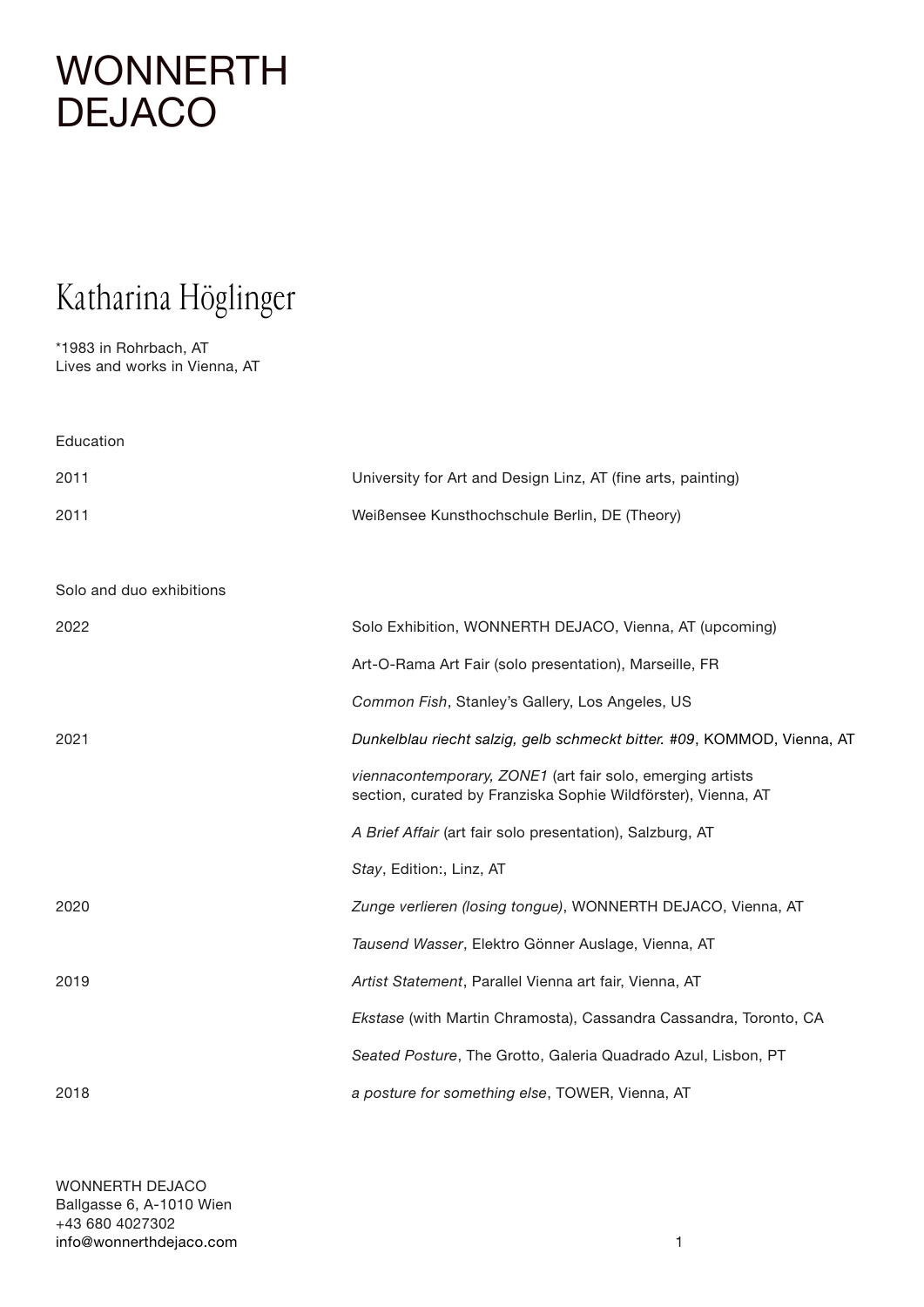# WONNERTH DEJACO

## Katharina Höglinger

*1983 in Rohrbach, AT
Lives and works in Vienna, AT

### Education

| | |
|---|---|
| 2011 | University for Art and Design Linz, AT (fine arts, painting) |
| 2011 | Weißensee Kunsthochschule Berlin, DE (Theory) |

### Solo and duo exhibitions

| | |
|---|---|
| 2022 | Solo Exhibition, WONNERTH DEJACO, Vienna, AT (upcoming) |
| | Art-O-Rama Art Fair (solo presentation), Marseille, FR |
| | *Common Fish*, Stanley's Gallery, Los Angeles, US |
| 2021 | *Dunkelblau riecht salzig, gelb schmeckt bitter. #09*, KOMMOD, Vienna, AT |
| | *viennacontemporary, ZONE1* (art fair solo, emerging artists section, curated by Franziska Sophie Wildförster), Vienna, AT |
| | *A Brief Affair* (art fair solo presentation), Salzburg, AT |
| | *Stay*, Edition:, Linz, AT |
| 2020 | *Zunge verlieren (losing tongue)*, WONNERTH DEJACO, Vienna, AT |
| | *Tausend Wasser*, Elektro Gönner Auslage, Vienna, AT |
| 2019 | *Artist Statement*, Parallel Vienna art fair, Vienna, AT |
| | *Ekstase* (with Martin Chramosta), Cassandra Cassandra, Toronto, CA |
| | *Seated Posture*, The Grotto, Galeria Quadrado Azul, Lisbon, PT |
| 2018 | *a posture for something else*, TOWER, Vienna, AT |

WONNERTH DEJACO
Ballgasse 6, A-1010 Wien
+43 680 4027302
info@wonnerthdejaco.com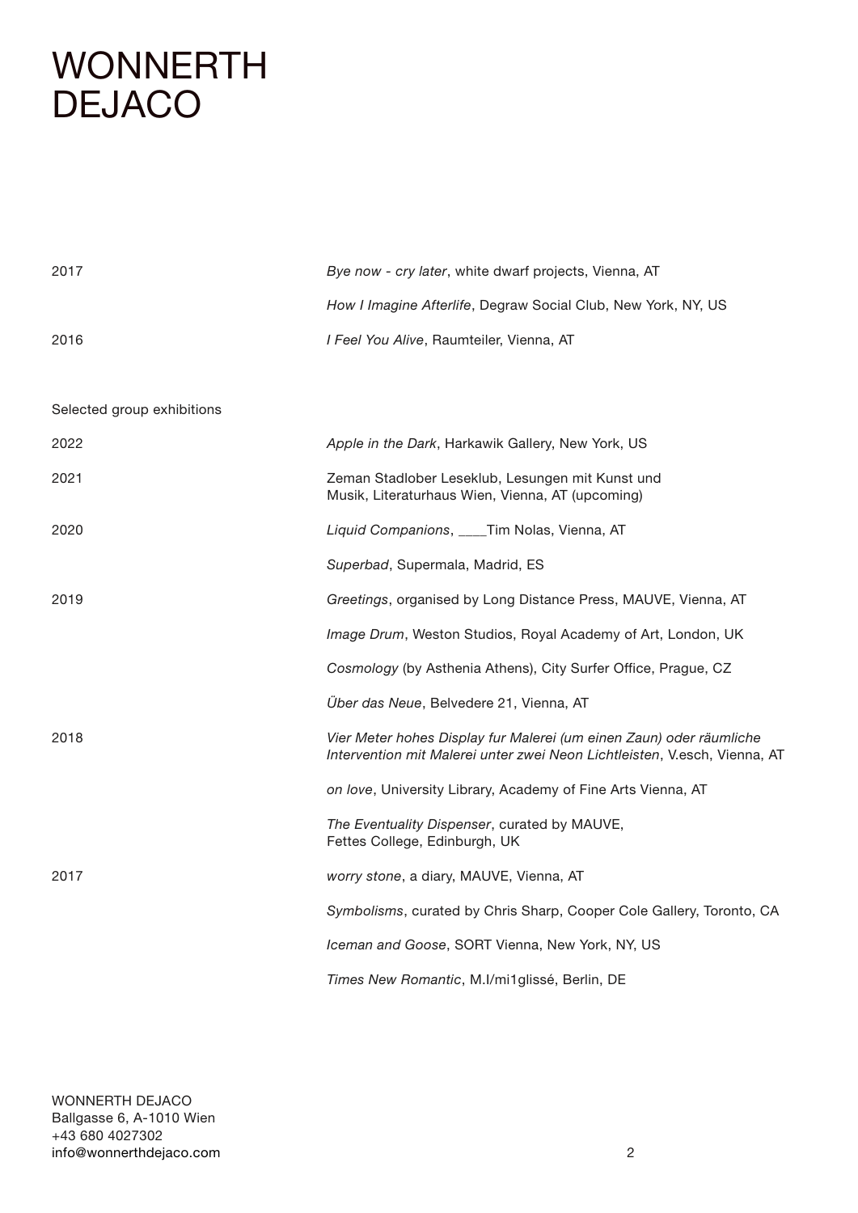# WONNERTH DEJACO

| | |
|---|---|
| 2017 | *Bye now - cry later*, white dwarf projects, Vienna, AT |
| | *How I Imagine Afterlife*, Degraw Social Club, New York, NY, US |
| 2016 | *I Feel You Alive*, Raumteiler, Vienna, AT |

Selected group exhibitions

| | |
|---|---|
| 2022 | *Apple in the Dark*, Harkawik Gallery, New York, US |
| 2021 | Zeman Stadlober Leseklub, Lesungen mit Kunst und Musik, Literaturhaus Wien, Vienna, AT (upcoming) |
| 2020 | *Liquid Companions*, ____Tim Nolas, Vienna, AT |
| | *Superbad*, Supermala, Madrid, ES |
| 2019 | *Greetings*, organised by Long Distance Press, MAUVE, Vienna, AT |
| | *Image Drum*, Weston Studios, Royal Academy of Art, London, UK |
| | *Cosmology* (by Asthenia Athens), City Surfer Office, Prague, CZ |
| | *Über das Neue*, Belvedere 21, Vienna, AT |
| 2018 | *Vier Meter hohes Display fur Malerei (um einen Zaun) oder räumliche Intervention mit Malerei unter zwei Neon Lichtleisten*, V.esch, Vienna, AT |
| | *on love*, University Library, Academy of Fine Arts Vienna, AT |
| | *The Eventuality Dispenser*, curated by MAUVE, Fettes College, Edinburgh, UK |
| 2017 | *worry stone*, a diary, MAUVE, Vienna, AT |
| | *Symbolisms*, curated by Chris Sharp, Cooper Cole Gallery, Toronto, CA |
| | *Iceman and Goose*, SORT Vienna, New York, NY, US |
| | *Times New Romantic*, M.I/mi1glissé, Berlin, DE |

WONNERTH DEJACO
Ballgasse 6, A-1010 Wien
+43 680 4027302
info@wonnerthdejaco.com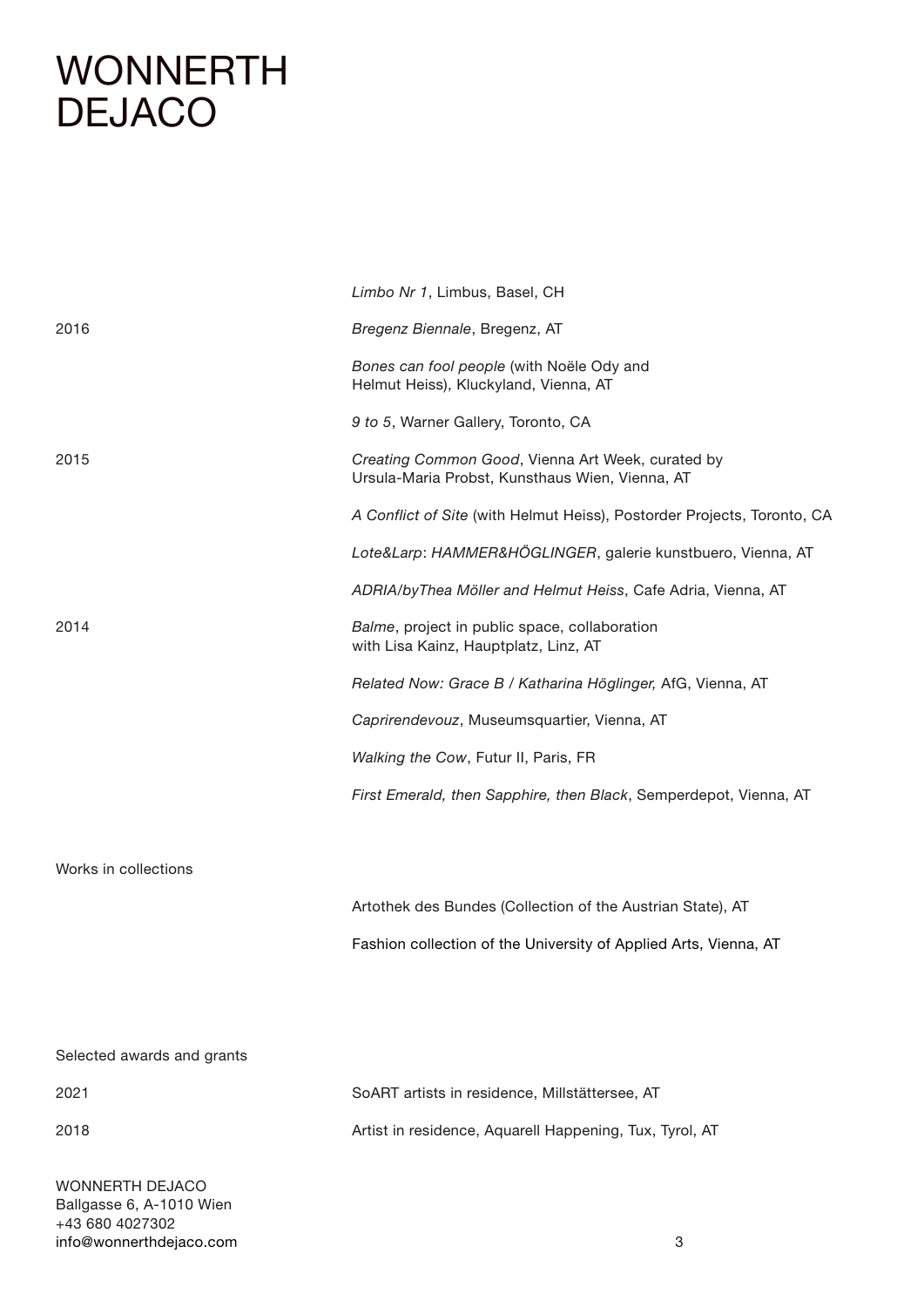| | |
|---|---|
| | *Limbo Nr 1*, Limbus, Basel, CH |
| 2016 | *Bregenz Biennale*, Bregenz, AT |
| | *Bones can fool people* (with Noële Ody and Helmut Heiss), Kluckyland, Vienna, AT |
| | *9 to 5*, Warner Gallery, Toronto, CA |
| 2015 | *Creating Common Good*, Vienna Art Week, curated by Ursula-Maria Probst, Kunsthaus Wien, Vienna, AT |
| | *A Conflict of Site* (with Helmut Heiss), Postorder Projects, Toronto, CA |
| | *Lote&Larp*: *HAMMER&HÖGLINGER*, galerie kunstbuero, Vienna, AT |
| | *ADRIA/byThea Möller and Helmut Heiss*, Cafe Adria, Vienna, AT |
| 2014 | *Balme*, project in public space, collaboration with Lisa Kainz, Hauptplatz, Linz, AT |
| | *Related Now: Grace B / Katharina Höglinger,* AfG, Vienna, AT |
| | *Caprirendevouz*, Museumsquartier, Vienna, AT |
| | *Walking the Cow*, Futur II, Paris, FR |
| | *First Emerald, then Sapphire, then Black*, Semperdepot, Vienna, AT |

Works in collections

Artothek des Bundes (Collection of the Austrian State), AT

Fashion collection of the University of Applied Arts, Vienna, AT

Selected awards and grants

| | |
|---|---|
| 2021 | SoART artists in residence, Millstättersee, AT |
| 2018 | Artist in residence, Aquarell Happening, Tux, Tyrol, AT |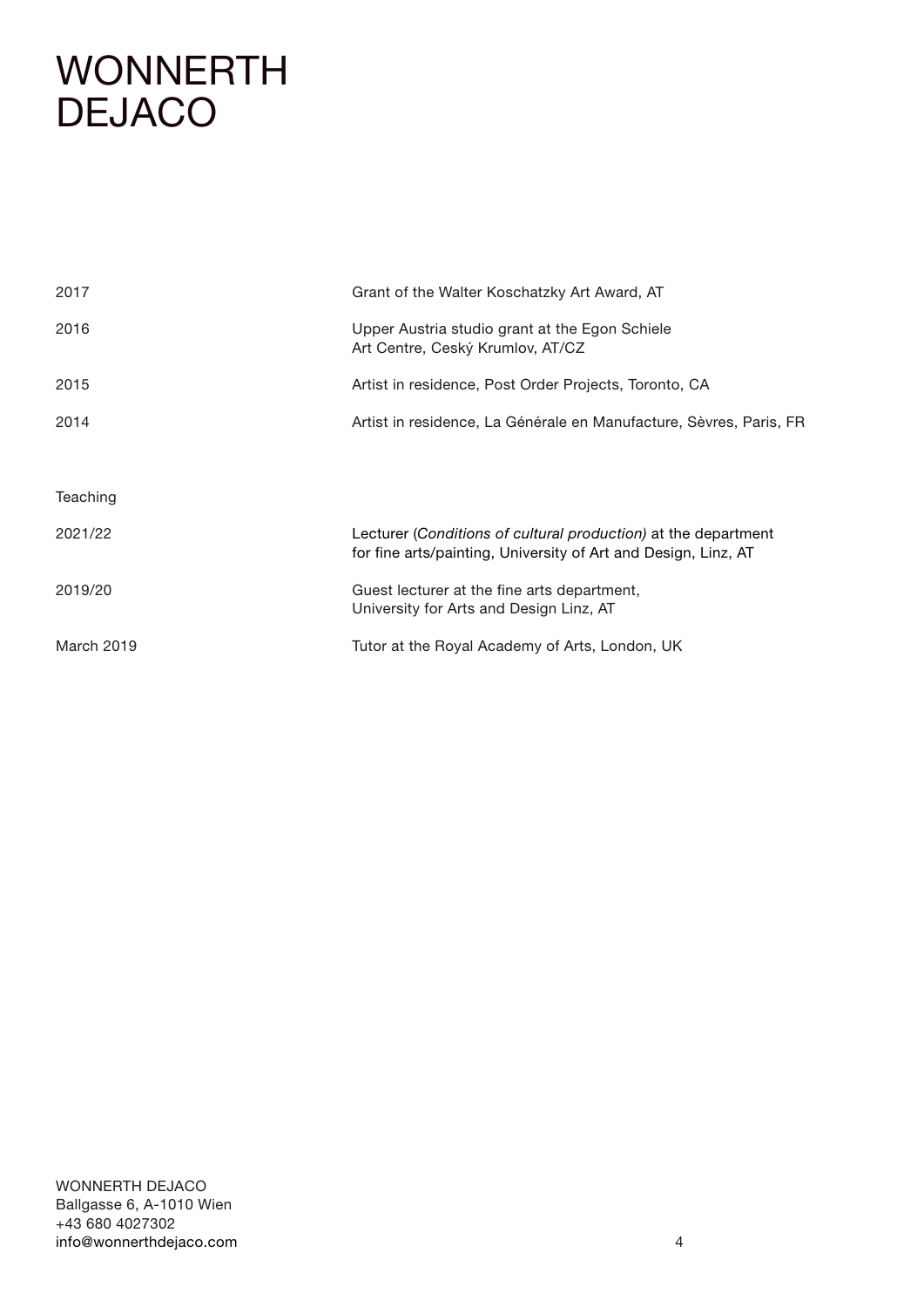# WONNERTH DEJACO

| | |
|---|---|
| 2017 | Grant of the Walter Koschatzky Art Award, AT |
| 2016 | Upper Austria studio grant at the Egon Schiele Art Centre, Ceský Krumlov, AT/CZ |
| 2015 | Artist in residence, Post Order Projects, Toronto, CA |
| 2014 | Artist in residence, La Générale en Manufacture, Sèvres, Paris, FR |

Teaching

| | |
|---|---|
| 2021/22 | Lecturer (*Conditions of cultural production)* at the department for fine arts/painting, University of Art and Design, Linz, AT |
| 2019/20 | Guest lecturer at the fine arts department, University for Arts and Design Linz, AT |
| March 2019 | Tutor at the Royal Academy of Arts, London, UK |

WONNERTH DEJACO
Ballgasse 6, A-1010 Wien
+43 680 4027302
info@wonnerthdejaco.com